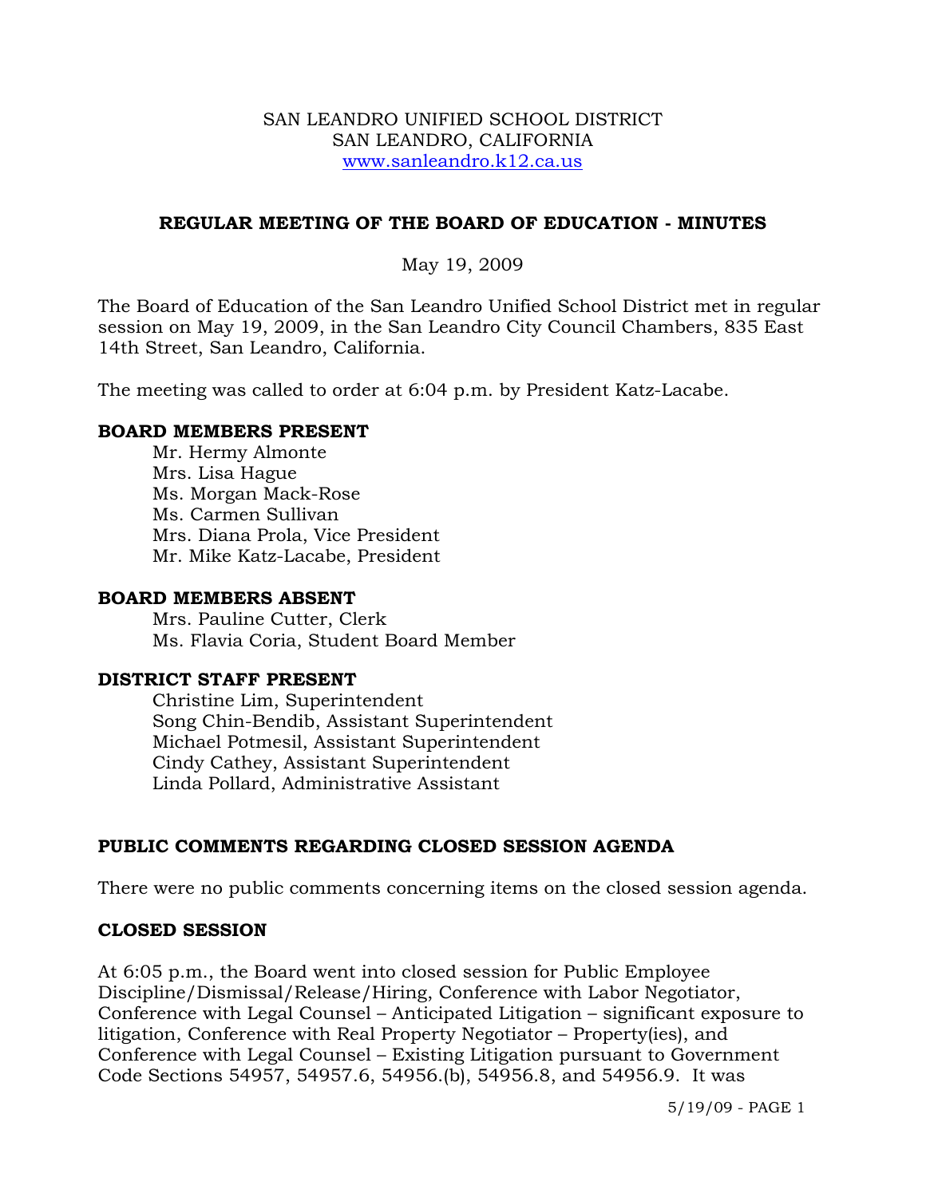SAN LEANDRO UNIFIED SCHOOL DISTRICT
SAN LEANDRO, CALIFORNIA
www.sanleandro.k12.ca.us

## REGULAR MEETING OF THE BOARD OF EDUCATION - MINUTES

May 19, 2009

The Board of Education of the San Leandro Unified School District met in regular session on May 19, 2009, in the San Leandro City Council Chambers, 835 East 14th Street, San Leandro, California.

The meeting was called to order at 6:04 p.m. by President Katz-Lacabe.

### BOARD MEMBERS PRESENT

Mr. Hermy Almonte
Mrs. Lisa Hague
Ms. Morgan Mack-Rose
Ms. Carmen Sullivan
Mrs. Diana Prola, Vice President
Mr. Mike Katz-Lacabe, President

### BOARD MEMBERS ABSENT

Mrs. Pauline Cutter, Clerk
Ms. Flavia Coria, Student Board Member

### DISTRICT STAFF PRESENT

Christine Lim, Superintendent
Song Chin-Bendib, Assistant Superintendent
Michael Potmesil, Assistant Superintendent
Cindy Cathey, Assistant Superintendent
Linda Pollard, Administrative Assistant

### PUBLIC COMMENTS REGARDING CLOSED SESSION AGENDA

There were no public comments concerning items on the closed session agenda.

### CLOSED SESSION

At 6:05 p.m., the Board went into closed session for Public Employee Discipline/Dismissal/Release/Hiring, Conference with Labor Negotiator, Conference with Legal Counsel – Anticipated Litigation – significant exposure to litigation, Conference with Real Property Negotiator – Property(ies), and Conference with Legal Counsel – Existing Litigation pursuant to Government Code Sections 54957, 54957.6, 54956.(b), 54956.8, and 54956.9. It was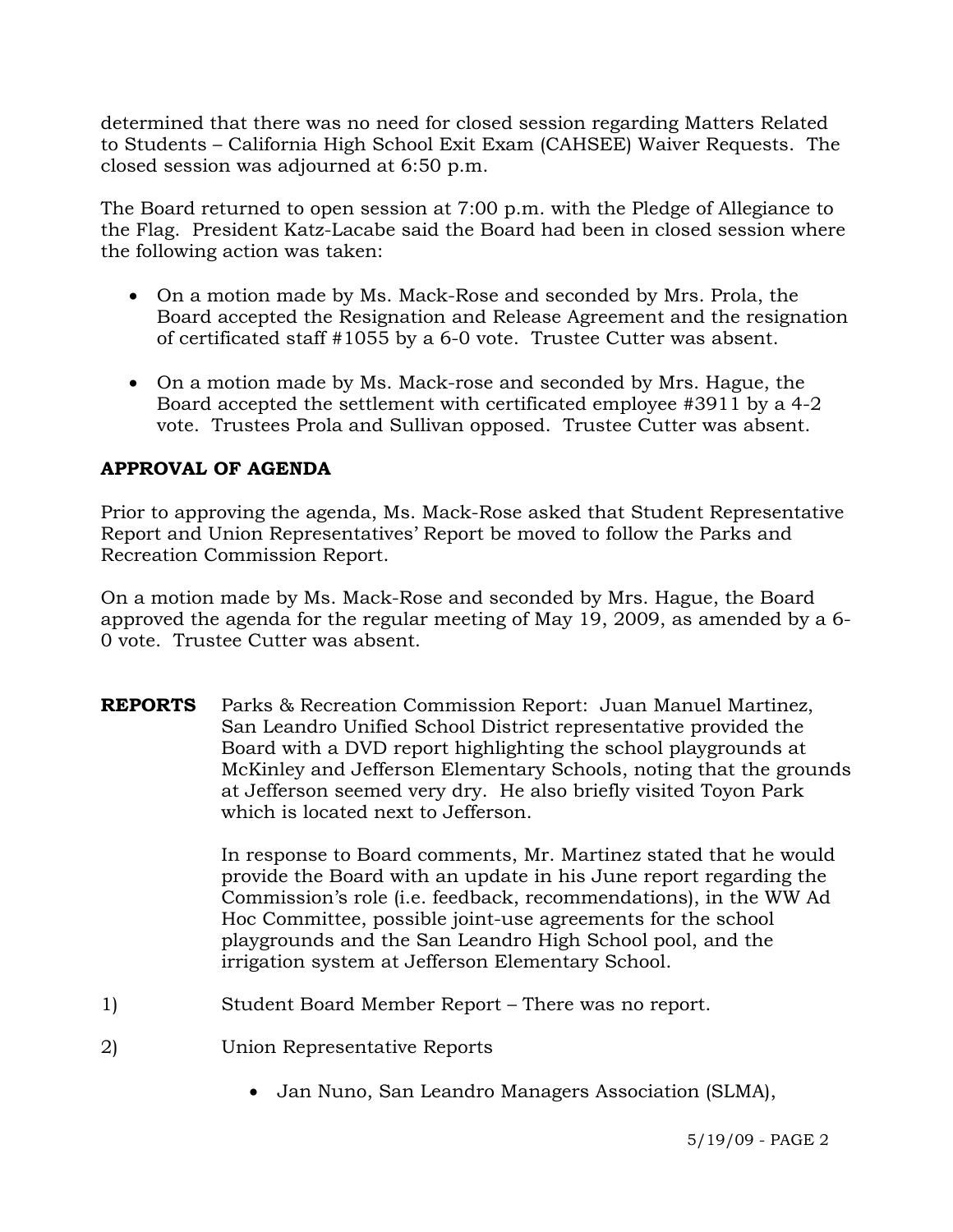determined that there was no need for closed session regarding Matters Related to Students – California High School Exit Exam (CAHSEE) Waiver Requests. The closed session was adjourned at 6:50 p.m.

The Board returned to open session at 7:00 p.m. with the Pledge of Allegiance to the Flag. President Katz-Lacabe said the Board had been in closed session where the following action was taken:

- On a motion made by Ms. Mack-Rose and seconded by Mrs. Prola, the Board accepted the Resignation and Release Agreement and the resignation of certificated staff #1055 by a 6-0 vote. Trustee Cutter was absent.

- On a motion made by Ms. Mack-rose and seconded by Mrs. Hague, the Board accepted the settlement with certificated employee #3911 by a 4-2 vote. Trustees Prola and Sullivan opposed. Trustee Cutter was absent.

## APPROVAL OF AGENDA

Prior to approving the agenda, Ms. Mack-Rose asked that Student Representative Report and Union Representatives' Report be moved to follow the Parks and Recreation Commission Report.

On a motion made by Ms. Mack-Rose and seconded by Mrs. Hague, the Board approved the agenda for the regular meeting of May 19, 2009, as amended by a 6-0 vote. Trustee Cutter was absent.

**REPORTS** Parks & Recreation Commission Report: Juan Manuel Martinez, San Leandro Unified School District representative provided the Board with a DVD report highlighting the school playgrounds at McKinley and Jefferson Elementary Schools, noting that the grounds at Jefferson seemed very dry. He also briefly visited Toyon Park which is located next to Jefferson.

In response to Board comments, Mr. Martinez stated that he would provide the Board with an update in his June report regarding the Commission's role (i.e. feedback, recommendations), in the WW Ad Hoc Committee, possible joint-use agreements for the school playgrounds and the San Leandro High School pool, and the irrigation system at Jefferson Elementary School.

1) Student Board Member Report – There was no report.

2) Union Representative Reports

- Jan Nuno, San Leandro Managers Association (SLMA),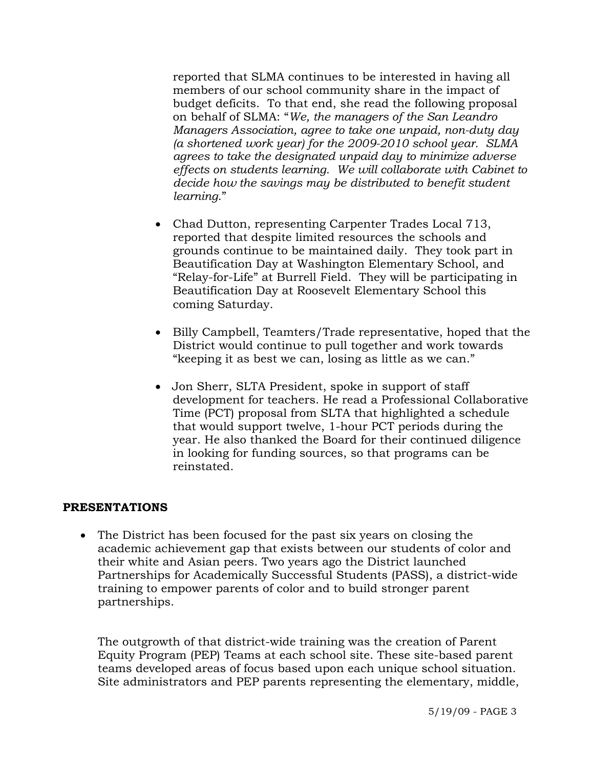reported that SLMA continues to be interested in having all members of our school community share in the impact of budget deficits. To that end, she read the following proposal on behalf of SLMA: "*We, the managers of the San Leandro Managers Association, agree to take one unpaid, non-duty day (a shortened work year) for the 2009-2010 school year. SLMA agrees to take the designated unpaid day to minimize adverse effects on students learning. We will collaborate with Cabinet to decide how the savings may be distributed to benefit student learning.*"

- Chad Dutton, representing Carpenter Trades Local 713, reported that despite limited resources the schools and grounds continue to be maintained daily. They took part in Beautification Day at Washington Elementary School, and "Relay-for-Life" at Burrell Field. They will be participating in Beautification Day at Roosevelt Elementary School this coming Saturday.

- Billy Campbell, Teamters/Trade representative, hoped that the District would continue to pull together and work towards "keeping it as best we can, losing as little as we can."

- Jon Sherr, SLTA President, spoke in support of staff development for teachers. He read a Professional Collaborative Time (PCT) proposal from SLTA that highlighted a schedule that would support twelve, 1-hour PCT periods during the year. He also thanked the Board for their continued diligence in looking for funding sources, so that programs can be reinstated.

**PRESENTATIONS**

- The District has been focused for the past six years on closing the academic achievement gap that exists between our students of color and their white and Asian peers. Two years ago the District launched Partnerships for Academically Successful Students (PASS), a district-wide training to empower parents of color and to build stronger parent partnerships.

  The outgrowth of that district-wide training was the creation of Parent Equity Program (PEP) Teams at each school site. These site-based parent teams developed areas of focus based upon each unique school situation. Site administrators and PEP parents representing the elementary, middle,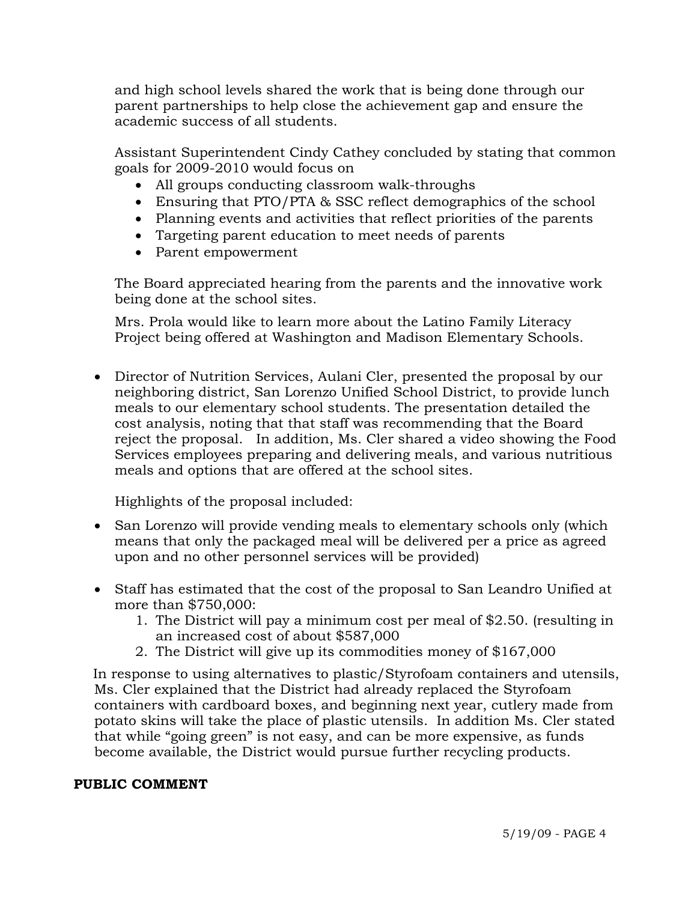and high school levels shared the work that is being done through our parent partnerships to help close the achievement gap and ensure the academic success of all students.

Assistant Superintendent Cindy Cathey concluded by stating that common goals for 2009-2010 would focus on

- All groups conducting classroom walk-throughs
- Ensuring that PTO/PTA & SSC reflect demographics of the school
- Planning events and activities that reflect priorities of the parents
- Targeting parent education to meet needs of parents
- Parent empowerment

The Board appreciated hearing from the parents and the innovative work being done at the school sites.

Mrs. Prola would like to learn more about the Latino Family Literacy Project being offered at Washington and Madison Elementary Schools.

- Director of Nutrition Services, Aulani Cler, presented the proposal by our neighboring district, San Lorenzo Unified School District, to provide lunch meals to our elementary school students. The presentation detailed the cost analysis, noting that that staff was recommending that the Board reject the proposal. In addition, Ms. Cler shared a video showing the Food Services employees preparing and delivering meals, and various nutritious meals and options that are offered at the school sites.

  Highlights of the proposal included:

- San Lorenzo will provide vending meals to elementary schools only (which means that only the packaged meal will be delivered per a price as agreed upon and no other personnel services will be provided)

- Staff has estimated that the cost of the proposal to San Leandro Unified at more than $750,000:
  1. The District will pay a minimum cost per meal of $2.50. (resulting in an increased cost of about $587,000
  2. The District will give up its commodities money of $167,000

In response to using alternatives to plastic/Styrofoam containers and utensils, Ms. Cler explained that the District had already replaced the Styrofoam containers with cardboard boxes, and beginning next year, cutlery made from potato skins will take the place of plastic utensils. In addition Ms. Cler stated that while "going green" is not easy, and can be more expensive, as funds become available, the District would pursue further recycling products.

## PUBLIC COMMENT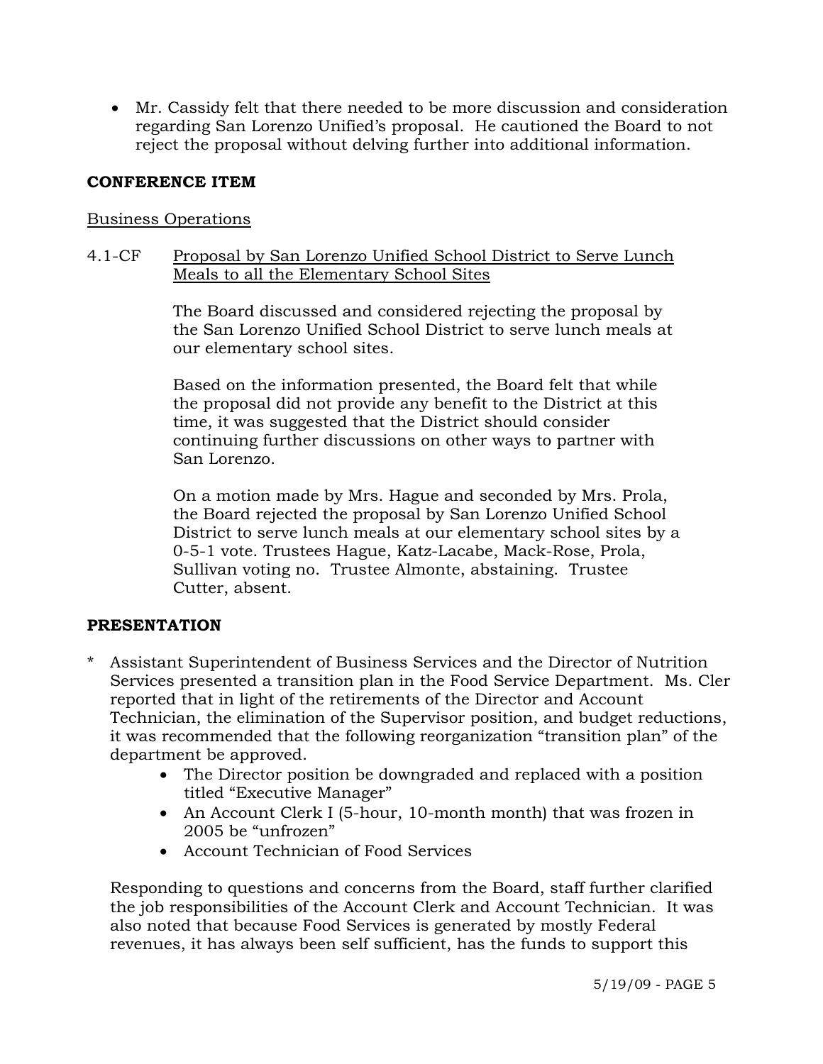- Mr. Cassidy felt that there needed to be more discussion and consideration regarding San Lorenzo Unified's proposal. He cautioned the Board to not reject the proposal without delving further into additional information.

## CONFERENCE ITEM

Business Operations

4.1-CF Proposal by San Lorenzo Unified School District to Serve Lunch Meals to all the Elementary School Sites

The Board discussed and considered rejecting the proposal by the San Lorenzo Unified School District to serve lunch meals at our elementary school sites.

Based on the information presented, the Board felt that while the proposal did not provide any benefit to the District at this time, it was suggested that the District should consider continuing further discussions on other ways to partner with San Lorenzo.

On a motion made by Mrs. Hague and seconded by Mrs. Prola, the Board rejected the proposal by San Lorenzo Unified School District to serve lunch meals at our elementary school sites by a 0-5-1 vote. Trustees Hague, Katz-Lacabe, Mack-Rose, Prola, Sullivan voting no. Trustee Almonte, abstaining. Trustee Cutter, absent.

## PRESENTATION

\* Assistant Superintendent of Business Services and the Director of Nutrition Services presented a transition plan in the Food Service Department. Ms. Cler reported that in light of the retirements of the Director and Account Technician, the elimination of the Supervisor position, and budget reductions, it was recommended that the following reorganization "transition plan" of the department be approved.

- The Director position be downgraded and replaced with a position titled "Executive Manager"
- An Account Clerk I (5-hour, 10-month month) that was frozen in 2005 be "unfrozen"
- Account Technician of Food Services

Responding to questions and concerns from the Board, staff further clarified the job responsibilities of the Account Clerk and Account Technician. It was also noted that because Food Services is generated by mostly Federal revenues, it has always been self sufficient, has the funds to support this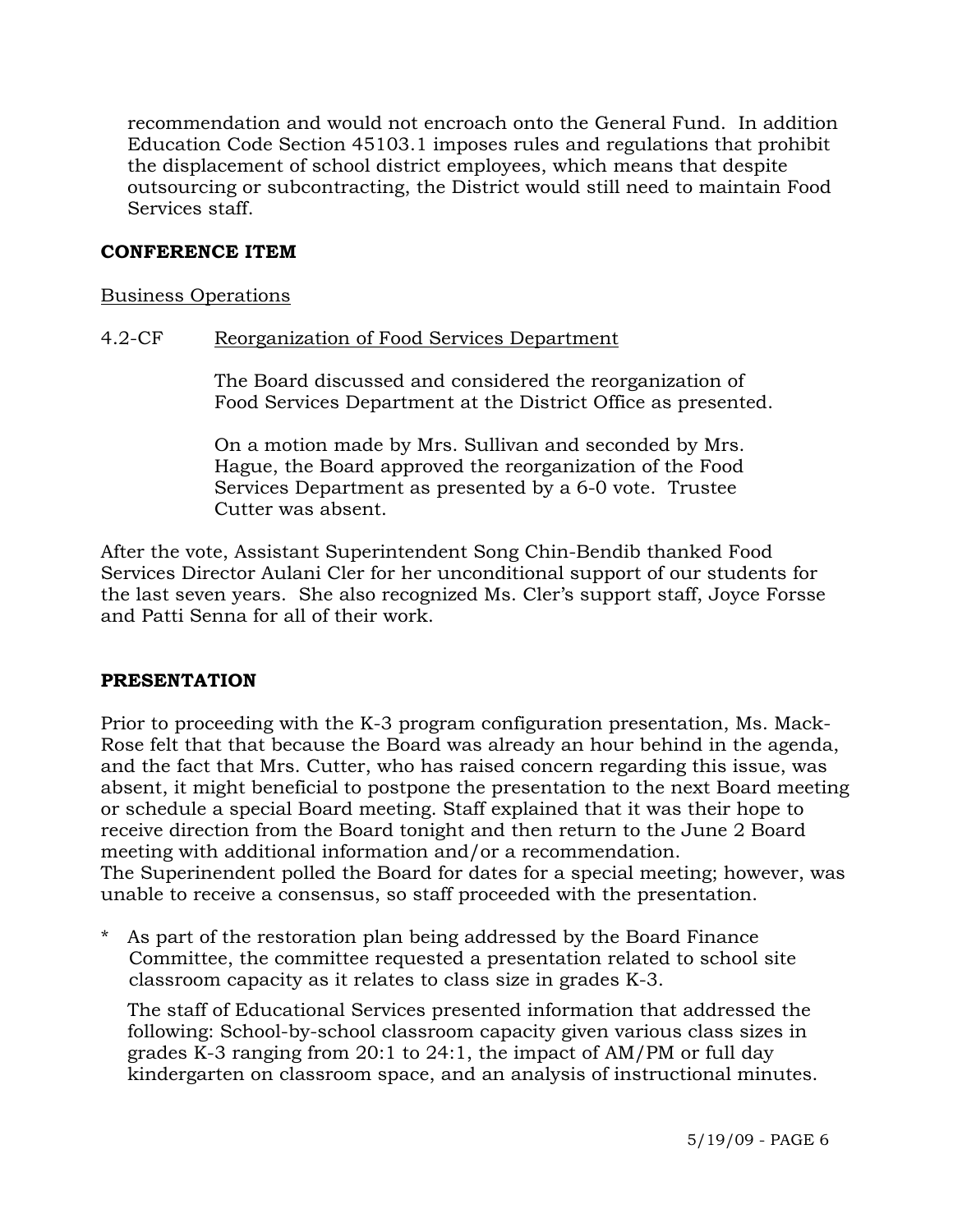recommendation and would not encroach onto the General Fund. In addition Education Code Section 45103.1 imposes rules and regulations that prohibit the displacement of school district employees, which means that despite outsourcing or subcontracting, the District would still need to maintain Food Services staff.

**CONFERENCE ITEM**

Business Operations

4.2-CF Reorganization of Food Services Department

The Board discussed and considered the reorganization of Food Services Department at the District Office as presented.

On a motion made by Mrs. Sullivan and seconded by Mrs. Hague, the Board approved the reorganization of the Food Services Department as presented by a 6-0 vote. Trustee Cutter was absent.

After the vote, Assistant Superintendent Song Chin-Bendib thanked Food Services Director Aulani Cler for her unconditional support of our students for the last seven years. She also recognized Ms. Cler's support staff, Joyce Forsse and Patti Senna for all of their work.

**PRESENTATION**

Prior to proceeding with the K-3 program configuration presentation, Ms. Mack-Rose felt that that because the Board was already an hour behind in the agenda, and the fact that Mrs. Cutter, who has raised concern regarding this issue, was absent, it might beneficial to postpone the presentation to the next Board meeting or schedule a special Board meeting. Staff explained that it was their hope to receive direction from the Board tonight and then return to the June 2 Board meeting with additional information and/or a recommendation.
The Superinendent polled the Board for dates for a special meeting; however, was unable to receive a consensus, so staff proceeded with the presentation.

\* As part of the restoration plan being addressed by the Board Finance Committee, the committee requested a presentation related to school site classroom capacity as it relates to class size in grades K-3.

The staff of Educational Services presented information that addressed the following: School-by-school classroom capacity given various class sizes in grades K-3 ranging from 20:1 to 24:1, the impact of AM/PM or full day kindergarten on classroom space, and an analysis of instructional minutes.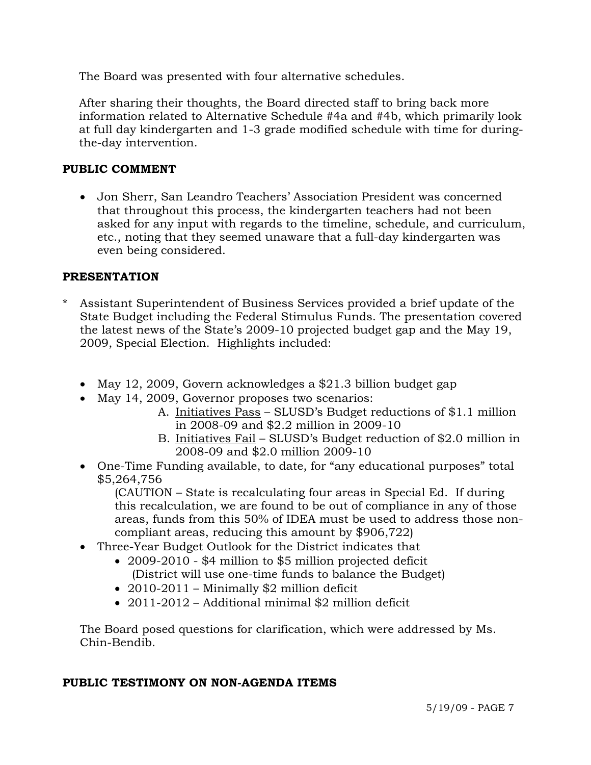The Board was presented with four alternative schedules.

After sharing their thoughts, the Board directed staff to bring back more information related to Alternative Schedule #4a and #4b, which primarily look at full day kindergarten and 1-3 grade modified schedule with time for during-the-day intervention.

**PUBLIC COMMENT**

- Jon Sherr, San Leandro Teachers' Association President was concerned that throughout this process, the kindergarten teachers had not been asked for any input with regards to the timeline, schedule, and curriculum, etc., noting that they seemed unaware that a full-day kindergarten was even being considered.

**PRESENTATION**

\* Assistant Superintendent of Business Services provided a brief update of the State Budget including the Federal Stimulus Funds. The presentation covered the latest news of the State's 2009-10 projected budget gap and the May 19, 2009, Special Election. Highlights included:

- May 12, 2009, Govern acknowledges a $21.3 billion budget gap
- May 14, 2009, Governor proposes two scenarios:
  A. Initiatives Pass – SLUSD's Budget reductions of $1.1 million in 2008-09 and $2.2 million in 2009-10
  B. Initiatives Fail – SLUSD's Budget reduction of $2.0 million in 2008-09 and $2.0 million 2009-10
- One-Time Funding available, to date, for "any educational purposes" total $5,264,756
  (CAUTION – State is recalculating four areas in Special Ed. If during this recalculation, we are found to be out of compliance in any of those areas, funds from this 50% of IDEA must be used to address those non-compliant areas, reducing this amount by $906,722)
- Three-Year Budget Outlook for the District indicates that
  - 2009-2010 - $4 million to $5 million projected deficit (District will use one-time funds to balance the Budget)
  - 2010-2011 – Minimally $2 million deficit
  - 2011-2012 – Additional minimal $2 million deficit

The Board posed questions for clarification, which were addressed by Ms. Chin-Bendib.

**PUBLIC TESTIMONY ON NON-AGENDA ITEMS**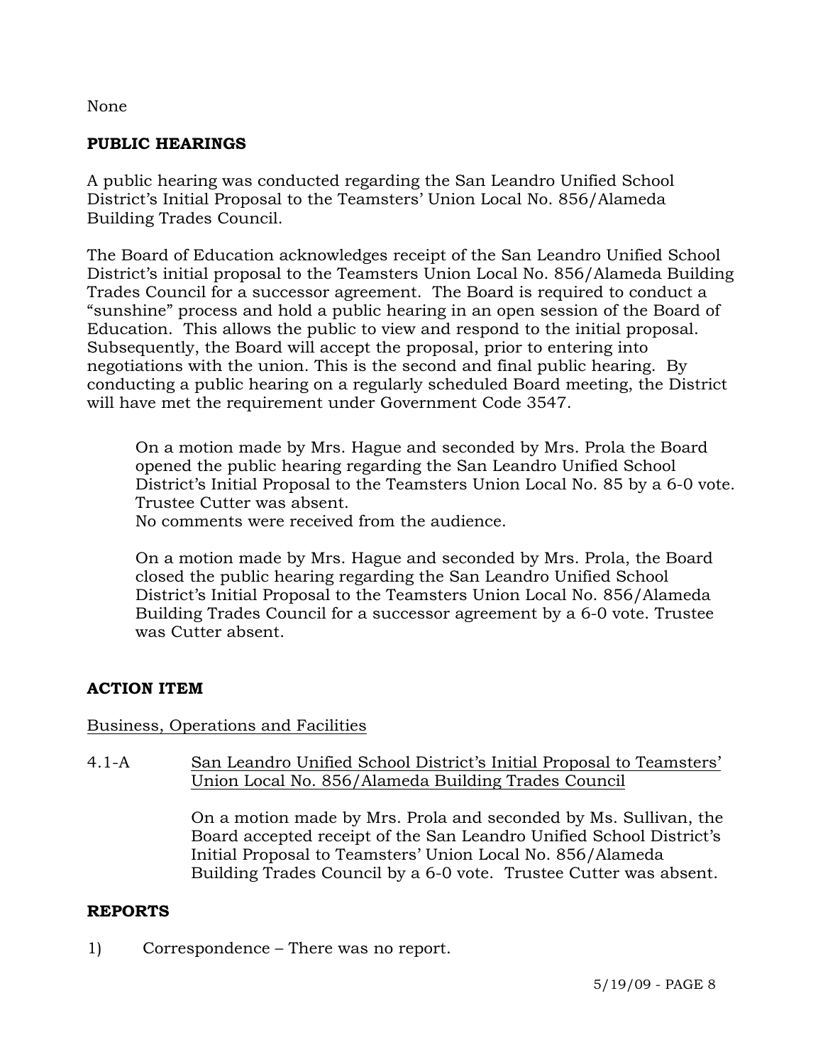None

## PUBLIC HEARINGS

A public hearing was conducted regarding the San Leandro Unified School District's Initial Proposal to the Teamsters' Union Local No. 856/Alameda Building Trades Council.

The Board of Education acknowledges receipt of the San Leandro Unified School District's initial proposal to the Teamsters Union Local No. 856/Alameda Building Trades Council for a successor agreement. The Board is required to conduct a "sunshine" process and hold a public hearing in an open session of the Board of Education. This allows the public to view and respond to the initial proposal. Subsequently, the Board will accept the proposal, prior to entering into negotiations with the union. This is the second and final public hearing. By conducting a public hearing on a regularly scheduled Board meeting, the District will have met the requirement under Government Code 3547.

> On a motion made by Mrs. Hague and seconded by Mrs. Prola the Board opened the public hearing regarding the San Leandro Unified School District's Initial Proposal to the Teamsters Union Local No. 85 by a 6-0 vote. Trustee Cutter was absent.
> No comments were received from the audience.
>
> On a motion made by Mrs. Hague and seconded by Mrs. Prola, the Board closed the public hearing regarding the San Leandro Unified School District's Initial Proposal to the Teamsters Union Local No. 856/Alameda Building Trades Council for a successor agreement by a 6-0 vote. Trustee was Cutter absent.

## ACTION ITEM

Business, Operations and Facilities

4.1-A San Leandro Unified School District's Initial Proposal to Teamsters' Union Local No. 856/Alameda Building Trades Council

> On a motion made by Mrs. Prola and seconded by Ms. Sullivan, the Board accepted receipt of the San Leandro Unified School District's Initial Proposal to Teamsters' Union Local No. 856/Alameda Building Trades Council by a 6-0 vote. Trustee Cutter was absent.

## REPORTS

1) Correspondence – There was no report.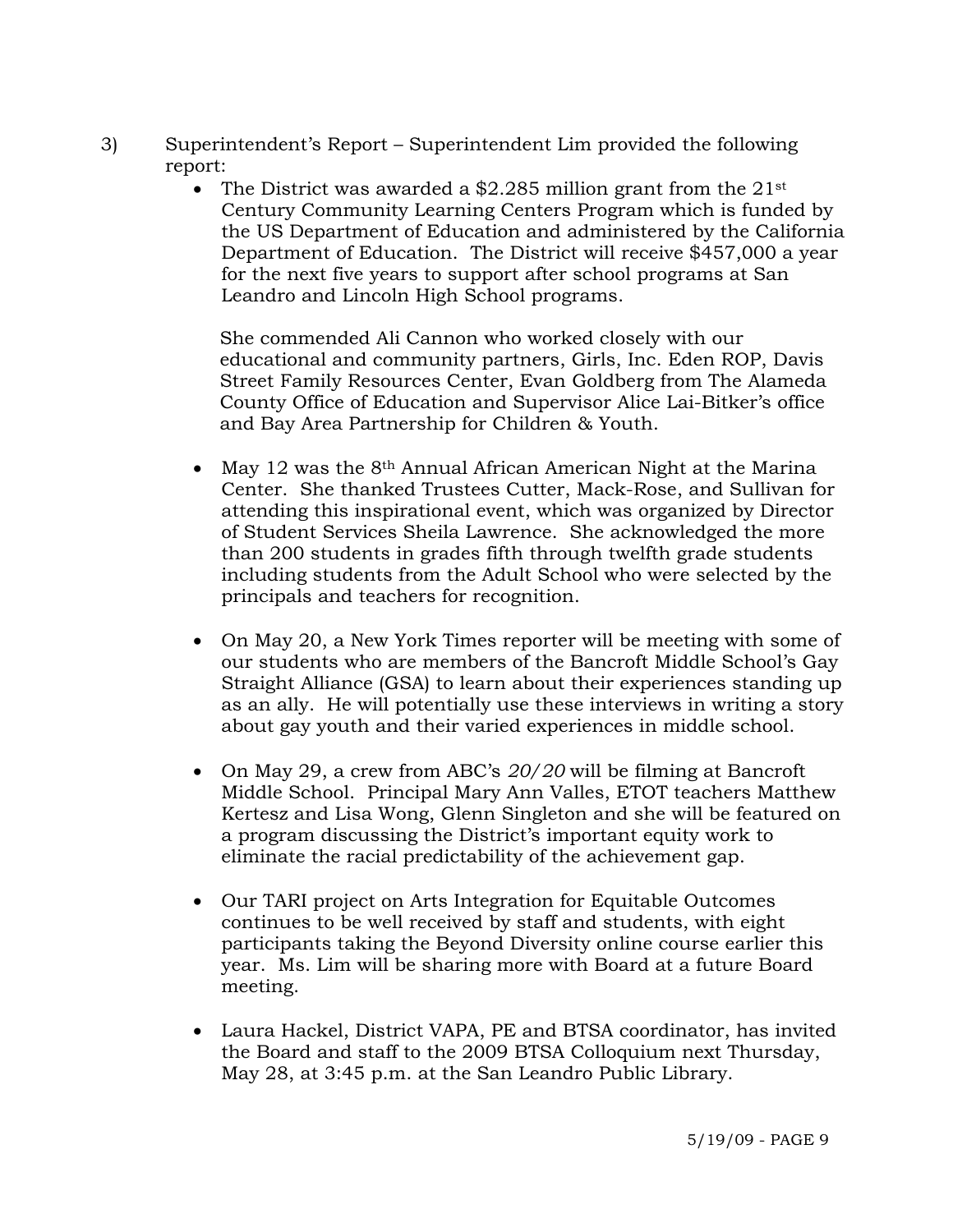3) Superintendent's Report – Superintendent Lim provided the following report:

- The District was awarded a $2.285 million grant from the 21st Century Community Learning Centers Program which is funded by the US Department of Education and administered by the California Department of Education. The District will receive $457,000 a year for the next five years to support after school programs at San Leandro and Lincoln High School programs.

  She commended Ali Cannon who worked closely with our educational and community partners, Girls, Inc. Eden ROP, Davis Street Family Resources Center, Evan Goldberg from The Alameda County Office of Education and Supervisor Alice Lai-Bitker's office and Bay Area Partnership for Children & Youth.

- May 12 was the 8th Annual African American Night at the Marina Center. She thanked Trustees Cutter, Mack-Rose, and Sullivan for attending this inspirational event, which was organized by Director of Student Services Sheila Lawrence. She acknowledged the more than 200 students in grades fifth through twelfth grade students including students from the Adult School who were selected by the principals and teachers for recognition.

- On May 20, a New York Times reporter will be meeting with some of our students who are members of the Bancroft Middle School's Gay Straight Alliance (GSA) to learn about their experiences standing up as an ally. He will potentially use these interviews in writing a story about gay youth and their varied experiences in middle school.

- On May 29, a crew from ABC's *20/20* will be filming at Bancroft Middle School. Principal Mary Ann Valles, ETOT teachers Matthew Kertesz and Lisa Wong, Glenn Singleton and she will be featured on a program discussing the District's important equity work to eliminate the racial predictability of the achievement gap.

- Our TARI project on Arts Integration for Equitable Outcomes continues to be well received by staff and students, with eight participants taking the Beyond Diversity online course earlier this year. Ms. Lim will be sharing more with Board at a future Board meeting.

- Laura Hackel, District VAPA, PE and BTSA coordinator, has invited the Board and staff to the 2009 BTSA Colloquium next Thursday, May 28, at 3:45 p.m. at the San Leandro Public Library.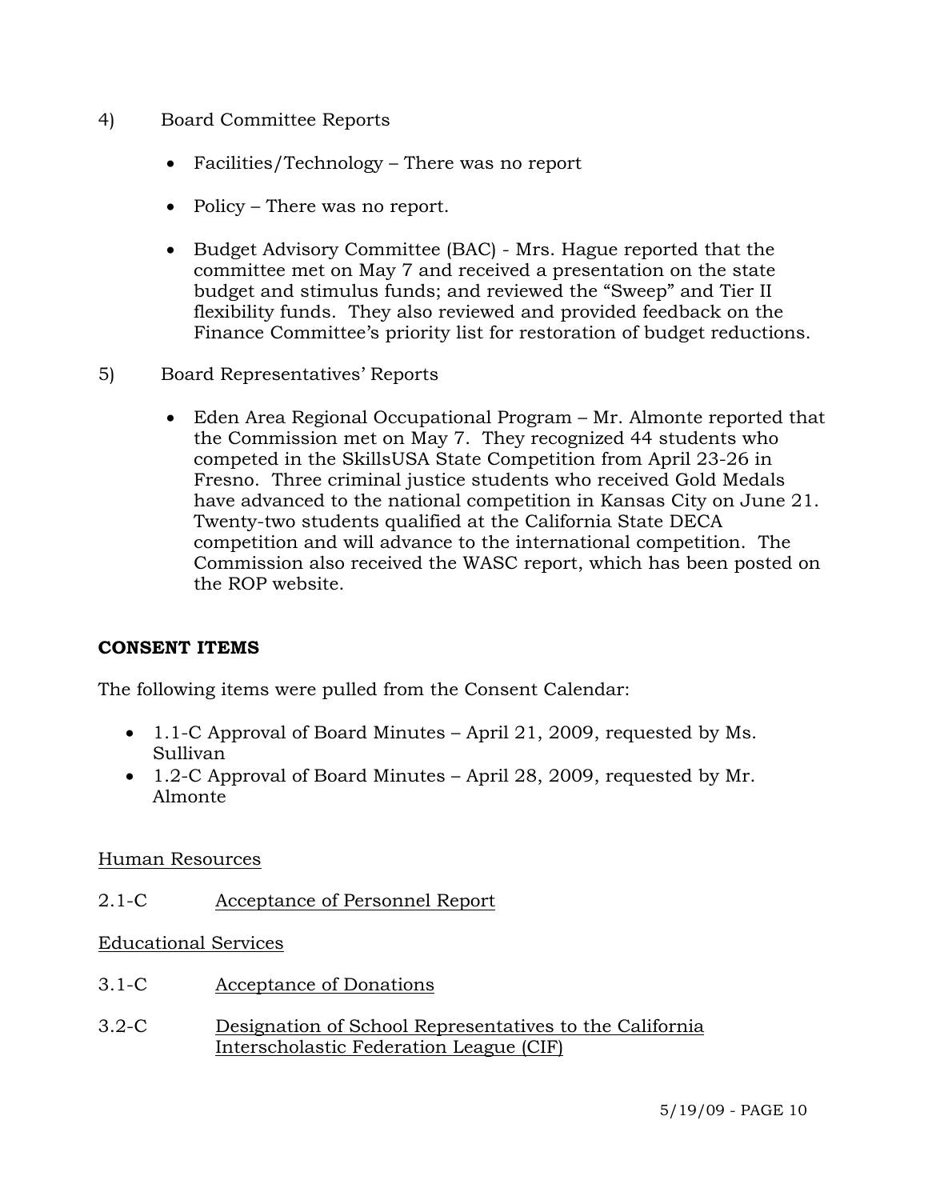4) Board Committee Reports

- Facilities/Technology – There was no report
- Policy – There was no report.
- Budget Advisory Committee (BAC) - Mrs. Hague reported that the committee met on May 7 and received a presentation on the state budget and stimulus funds; and reviewed the "Sweep" and Tier II flexibility funds. They also reviewed and provided feedback on the Finance Committee's priority list for restoration of budget reductions.

5) Board Representatives' Reports

- Eden Area Regional Occupational Program – Mr. Almonte reported that the Commission met on May 7. They recognized 44 students who competed in the SkillsUSA State Competition from April 23-26 in Fresno. Three criminal justice students who received Gold Medals have advanced to the national competition in Kansas City on June 21. Twenty-two students qualified at the California State DECA competition and will advance to the international competition. The Commission also received the WASC report, which has been posted on the ROP website.

**CONSENT ITEMS**

The following items were pulled from the Consent Calendar:

- 1.1-C Approval of Board Minutes – April 21, 2009, requested by Ms. Sullivan
- 1.2-C Approval of Board Minutes – April 28, 2009, requested by Mr. Almonte

Human Resources

2.1-C Acceptance of Personnel Report

Educational Services

3.1-C Acceptance of Donations

3.2-C Designation of School Representatives to the California Interscholastic Federation League (CIF)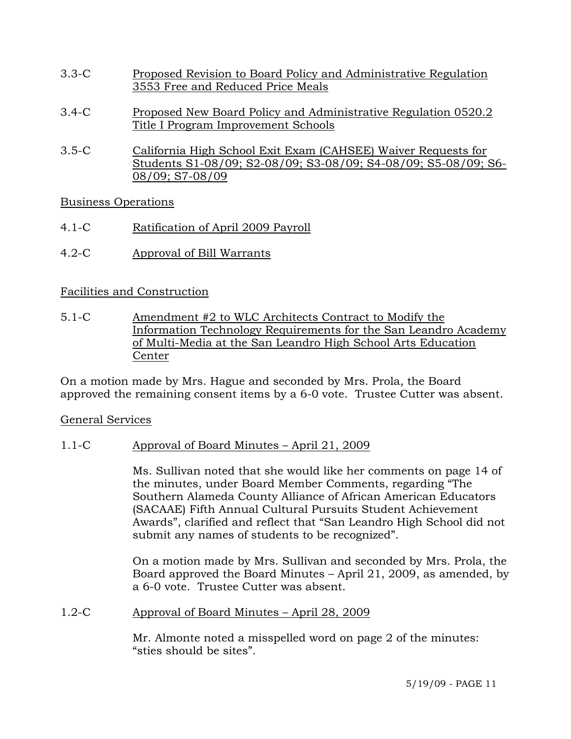3.3-C Proposed Revision to Board Policy and Administrative Regulation 3553 Free and Reduced Price Meals

3.4-C Proposed New Board Policy and Administrative Regulation 0520.2 Title I Program Improvement Schools

3.5-C California High School Exit Exam (CAHSEE) Waiver Requests for Students S1-08/09; S2-08/09; S3-08/09; S4-08/09; S5-08/09; S6-08/09; S7-08/09

Business Operations

4.1-C Ratification of April 2009 Payroll

4.2-C Approval of Bill Warrants

Facilities and Construction

5.1-C Amendment #2 to WLC Architects Contract to Modify the Information Technology Requirements for the San Leandro Academy of Multi-Media at the San Leandro High School Arts Education Center

On a motion made by Mrs. Hague and seconded by Mrs. Prola, the Board approved the remaining consent items by a 6-0 vote. Trustee Cutter was absent.

General Services

1.1-C Approval of Board Minutes – April 21, 2009

Ms. Sullivan noted that she would like her comments on page 14 of the minutes, under Board Member Comments, regarding "The Southern Alameda County Alliance of African American Educators (SACAAE) Fifth Annual Cultural Pursuits Student Achievement Awards", clarified and reflect that "San Leandro High School did not submit any names of students to be recognized".

On a motion made by Mrs. Sullivan and seconded by Mrs. Prola, the Board approved the Board Minutes – April 21, 2009, as amended, by a 6-0 vote. Trustee Cutter was absent.

1.2-C Approval of Board Minutes – April 28, 2009

Mr. Almonte noted a misspelled word on page 2 of the minutes: "sties should be sites".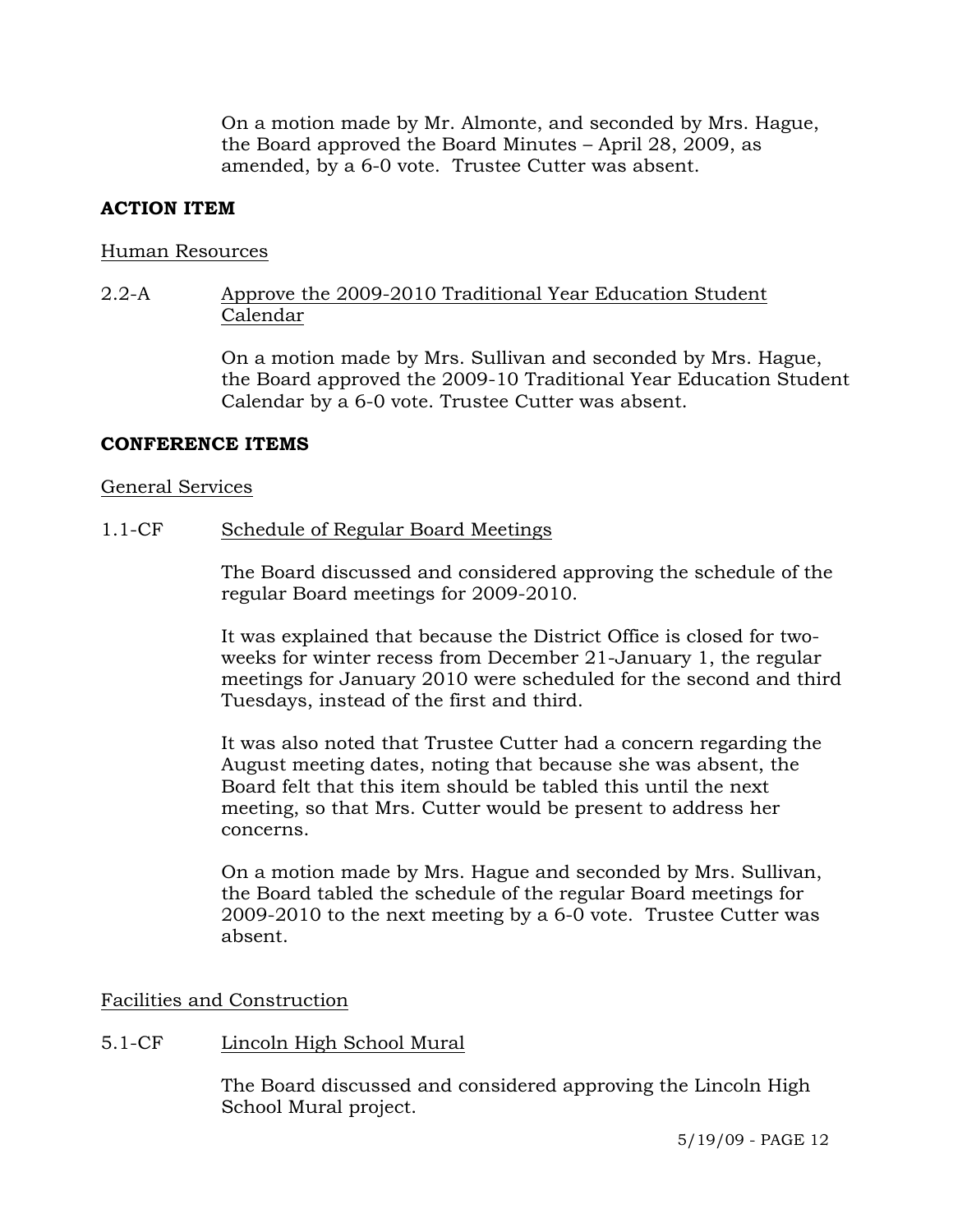On a motion made by Mr. Almonte, and seconded by Mrs. Hague, the Board approved the Board Minutes – April 28, 2009, as amended, by a 6-0 vote. Trustee Cutter was absent.

**ACTION ITEM**

Human Resources

2.2-A Approve the 2009-2010 Traditional Year Education Student Calendar

On a motion made by Mrs. Sullivan and seconded by Mrs. Hague, the Board approved the 2009-10 Traditional Year Education Student Calendar by a 6-0 vote. Trustee Cutter was absent.

**CONFERENCE ITEMS**

General Services

1.1-CF Schedule of Regular Board Meetings

The Board discussed and considered approving the schedule of the regular Board meetings for 2009-2010.

It was explained that because the District Office is closed for two-weeks for winter recess from December 21-January 1, the regular meetings for January 2010 were scheduled for the second and third Tuesdays, instead of the first and third.

It was also noted that Trustee Cutter had a concern regarding the August meeting dates, noting that because she was absent, the Board felt that this item should be tabled this until the next meeting, so that Mrs. Cutter would be present to address her concerns.

On a motion made by Mrs. Hague and seconded by Mrs. Sullivan, the Board tabled the schedule of the regular Board meetings for 2009-2010 to the next meeting by a 6-0 vote. Trustee Cutter was absent.

Facilities and Construction

5.1-CF Lincoln High School Mural

The Board discussed and considered approving the Lincoln High School Mural project.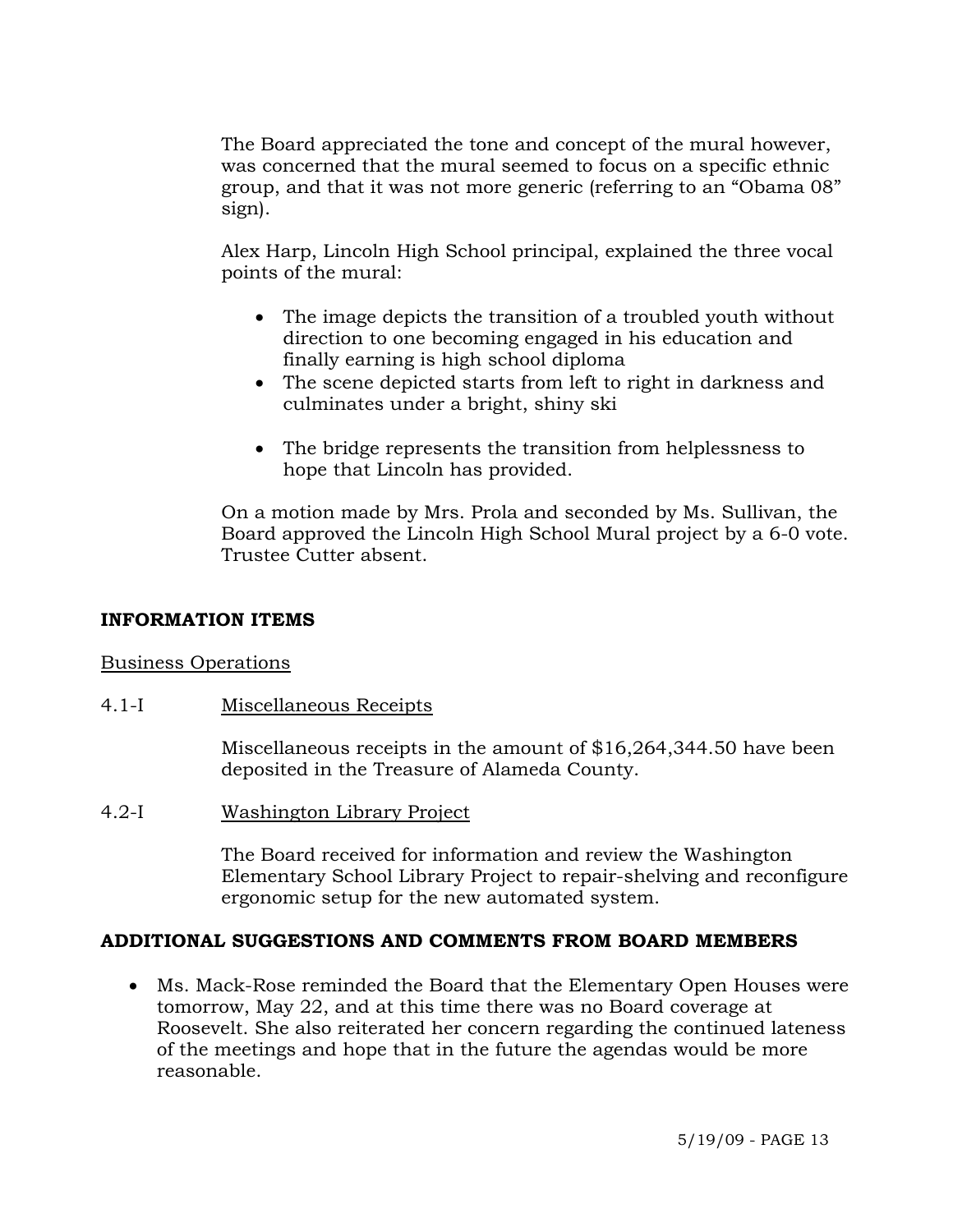The Board appreciated the tone and concept of the mural however, was concerned that the mural seemed to focus on a specific ethnic group, and that it was not more generic (referring to an "Obama 08" sign).

Alex Harp, Lincoln High School principal, explained the three vocal points of the mural:

- The image depicts the transition of a troubled youth without direction to one becoming engaged in his education and finally earning is high school diploma
- The scene depicted starts from left to right in darkness and culminates under a bright, shiny ski
- The bridge represents the transition from helplessness to hope that Lincoln has provided.

On a motion made by Mrs. Prola and seconded by Ms. Sullivan, the Board approved the Lincoln High School Mural project by a 6-0 vote. Trustee Cutter absent.

**INFORMATION ITEMS**

Business Operations

4.1-I Miscellaneous Receipts

Miscellaneous receipts in the amount of $16,264,344.50 have been deposited in the Treasure of Alameda County.

4.2-I Washington Library Project

The Board received for information and review the Washington Elementary School Library Project to repair-shelving and reconfigure ergonomic setup for the new automated system.

**ADDITIONAL SUGGESTIONS AND COMMENTS FROM BOARD MEMBERS**

- Ms. Mack-Rose reminded the Board that the Elementary Open Houses were tomorrow, May 22, and at this time there was no Board coverage at Roosevelt. She also reiterated her concern regarding the continued lateness of the meetings and hope that in the future the agendas would be more reasonable.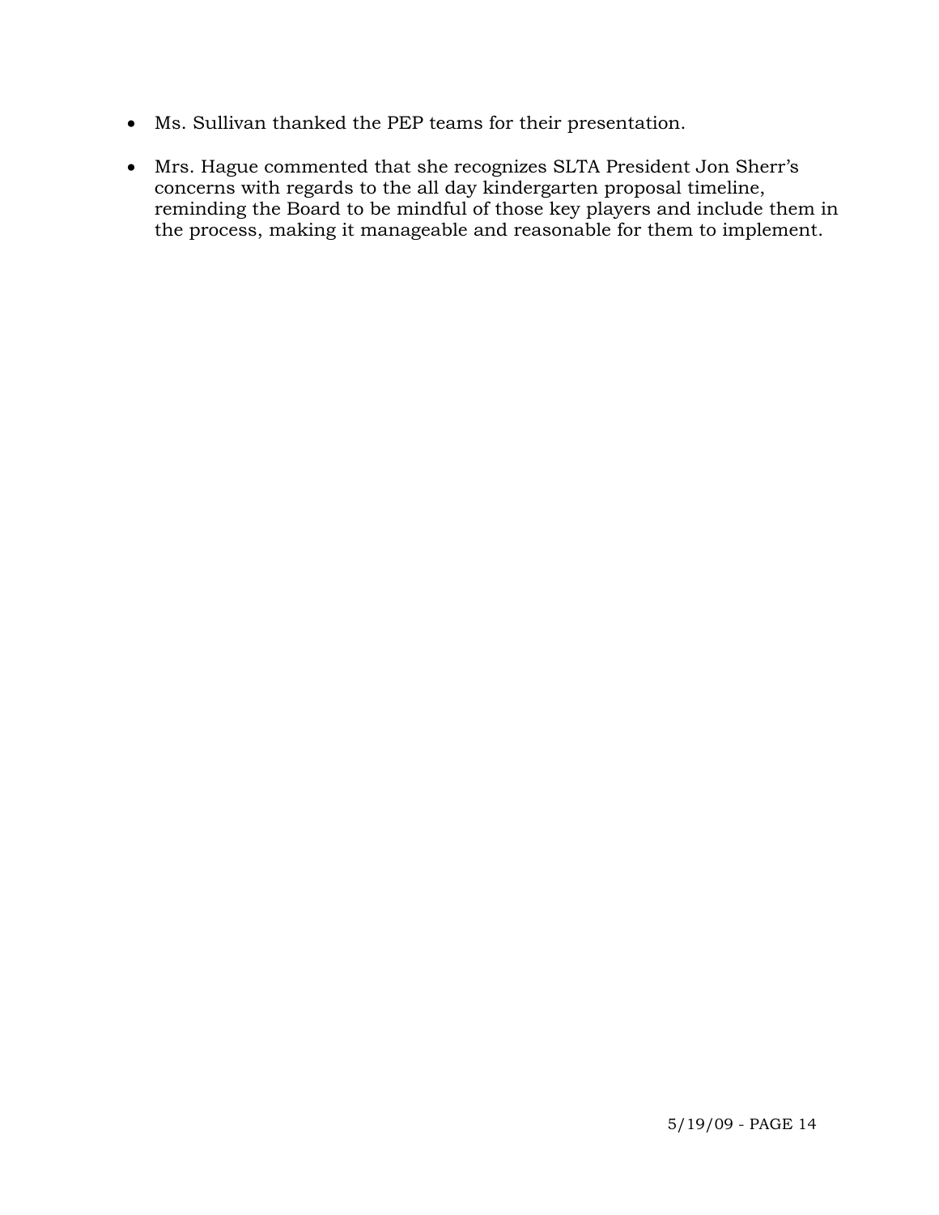- Ms. Sullivan thanked the PEP teams for their presentation.
- Mrs. Hague commented that she recognizes SLTA President Jon Sherr's concerns with regards to the all day kindergarten proposal timeline, reminding the Board to be mindful of those key players and include them in the process, making it manageable and reasonable for them to implement.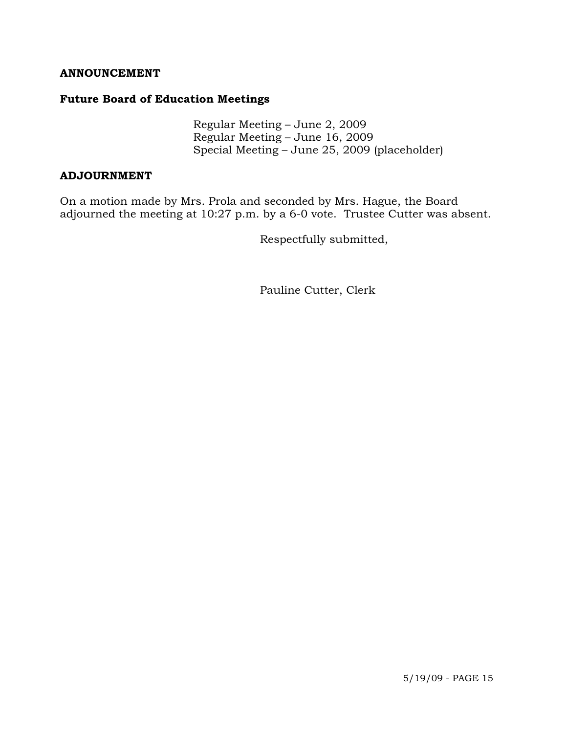**ANNOUNCEMENT**

**Future Board of Education Meetings**

Regular Meeting – June 2, 2009
Regular Meeting – June 16, 2009
Special Meeting – June 25, 2009 (placeholder)

**ADJOURNMENT**

On a motion made by Mrs. Prola and seconded by Mrs. Hague, the Board adjourned the meeting at 10:27 p.m. by a 6-0 vote. Trustee Cutter was absent.

Respectfully submitted,

Pauline Cutter, Clerk